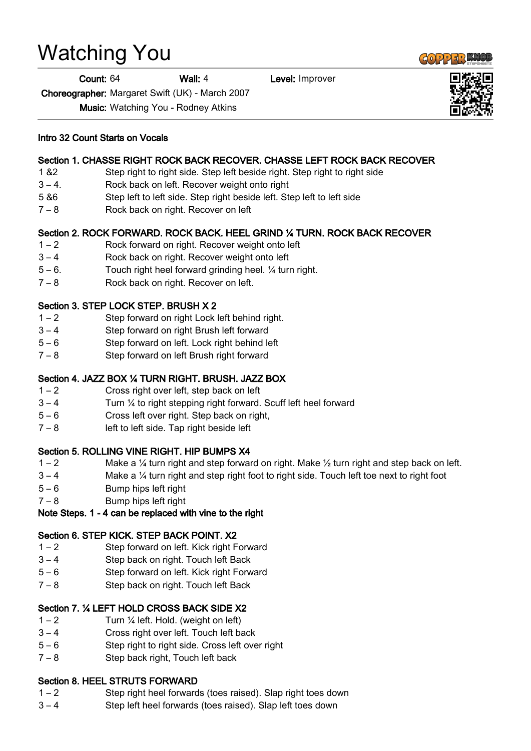# Watching You

**Count:** 64 **Wall:** 4 **Level:** Improver

**Choreographer:** Margaret Swift (UK) - March 2007

**Music:** Watching You - Rodney Atkins

**Intro 32 Count Starts on Vocals**

**Section 1. CHASSE RIGHT ROCK BACK RECOVER. CHASSE LEFT ROCK BACK RECOVER**

| | |
|---|---|
| 1 &2 | Step right to right side. Step left beside right. Step right to right side |
| 3 – 4. | Rock back on left. Recover weight onto right |
| 5 &6 | Step left to left side. Step right beside left. Step left to left side |
| 7 – 8 | Rock back on right. Recover on left |

**Section 2. ROCK FORWARD. ROCK BACK. HEEL GRIND ¼ TURN. ROCK BACK RECOVER**

| | |
|---|---|
| 1 – 2 | Rock forward on right. Recover weight onto left |
| 3 – 4 | Rock back on right. Recover weight onto left |
| 5 – 6. | Touch right heel forward grinding heel. ¼ turn right. |
| 7 – 8 | Rock back on right. Recover on left. |

**Section 3. STEP LOCK STEP. BRUSH X 2**

| | |
|---|---|
| 1 – 2 | Step forward on right Lock left behind right. |
| 3 – 4 | Step forward on right Brush left forward |
| 5 – 6 | Step forward on left. Lock right behind left |
| 7 – 8 | Step forward on left Brush right forward |

**Section 4. JAZZ BOX ¼ TURN RIGHT. BRUSH. JAZZ BOX**

| | |
|---|---|
| 1 – 2 | Cross right over left, step back on left |
| 3 – 4 | Turn ¼ to right stepping right forward. Scuff left heel forward |
| 5 – 6 | Cross left over right. Step back on right, |
| 7 – 8 | left to left side. Tap right beside left |

**Section 5. ROLLING VINE RIGHT. HIP BUMPS X4**

| | |
|---|---|
| 1 – 2 | Make a ¼ turn right and step forward on right. Make ½ turn right and step back on left. |
| 3 – 4 | Make a ¼ turn right and step right foot to right side. Touch left toe next to right foot |
| 5 – 6 | Bump hips left right |
| 7 – 8 | Bump hips left right |

**Note Steps. 1 - 4 can be replaced with vine to the right**

**Section 6. STEP KICK. STEP BACK POINT. X2**

| | |
|---|---|
| 1 – 2 | Step forward on left. Kick right Forward |
| 3 – 4 | Step back on right. Touch left Back |
| 5 – 6 | Step forward on left. Kick right Forward |
| 7 – 8 | Step back on right. Touch left Back |

**Section 7. ¼ LEFT HOLD CROSS BACK SIDE X2**

| | |
|---|---|
| 1 – 2 | Turn ¼ left. Hold. (weight on left) |
| 3 – 4 | Cross right over left. Touch left back |
| 5 – 6 | Step right to right side. Cross left over right |
| 7 – 8 | Step back right, Touch left back |

**Section 8. HEEL STRUTS FORWARD**

| | |
|---|---|
| 1 – 2 | Step right heel forwards (toes raised). Slap right toes down |
| 3 – 4 | Step left heel forwards (toes raised). Slap left toes down |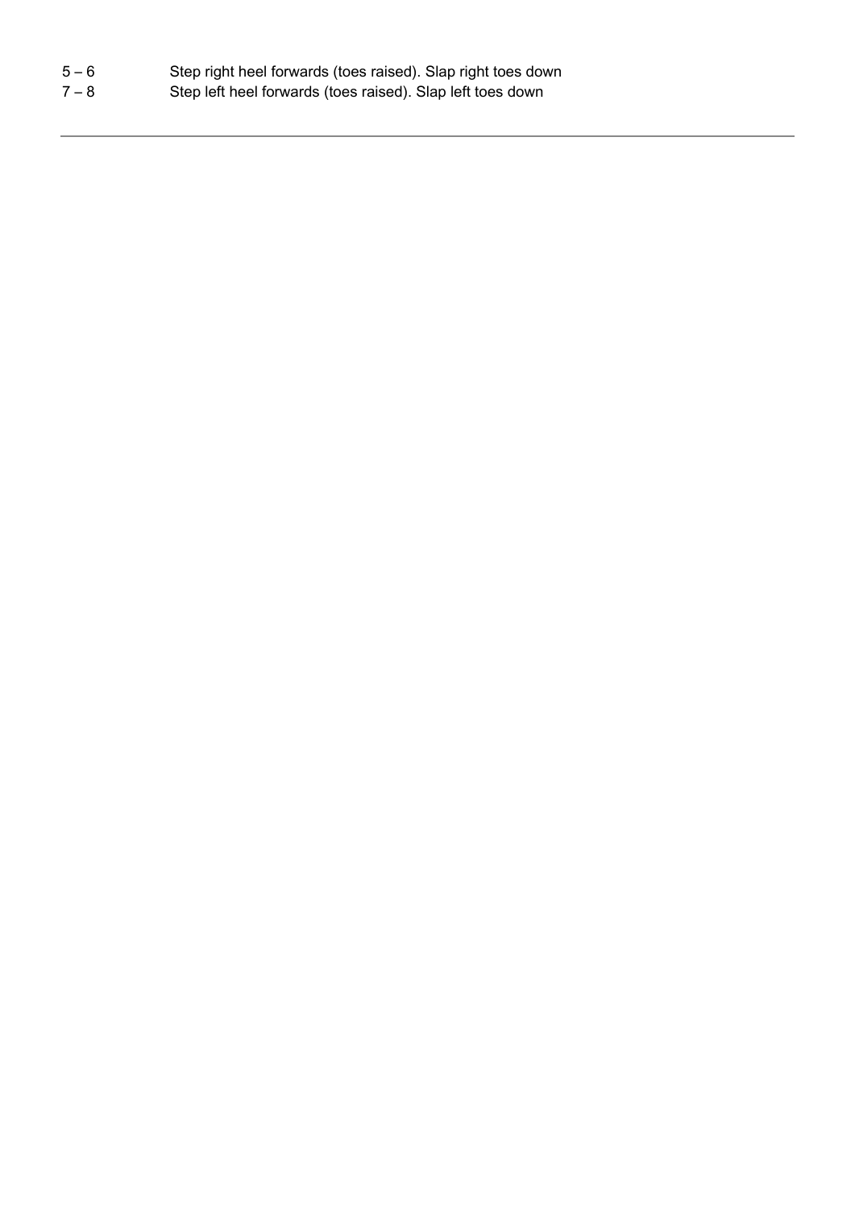5 – 6 Step right heel forwards (toes raised). Slap right toes down
7 – 8 Step left heel forwards (toes raised). Slap left toes down

---